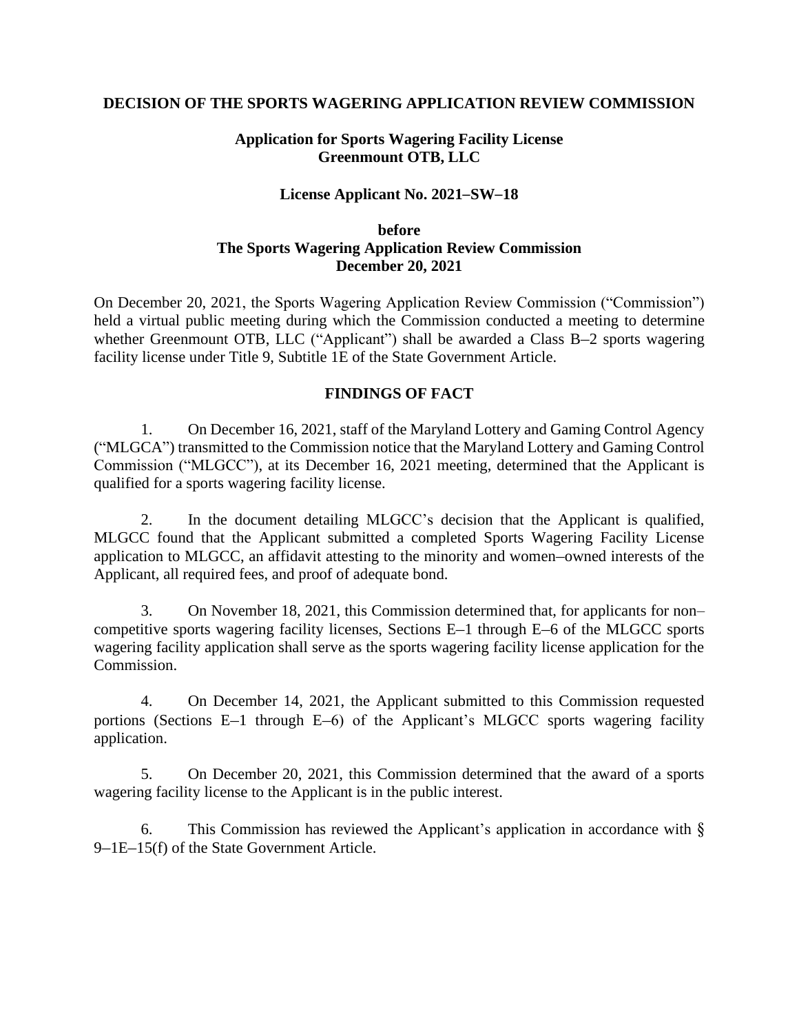**DECISION OF THE SPORTS WAGERING APPLICATION REVIEW COMMISSION**

**Application for Sports Wagering Facility License**
**Greenmount OTB, LLC**

**License Applicant No. 2021–SW–18**

**before**
**The Sports Wagering Application Review Commission**
**December 20, 2021**

On December 20, 2021, the Sports Wagering Application Review Commission ("Commission") held a virtual public meeting during which the Commission conducted a meeting to determine whether Greenmount OTB, LLC ("Applicant") shall be awarded a Class B–2 sports wagering facility license under Title 9, Subtitle 1E of the State Government Article.

## FINDINGS OF FACT

1. On December 16, 2021, staff of the Maryland Lottery and Gaming Control Agency ("MLGCA") transmitted to the Commission notice that the Maryland Lottery and Gaming Control Commission ("MLGCC"), at its December 16, 2021 meeting, determined that the Applicant is qualified for a sports wagering facility license.

2. In the document detailing MLGCC's decision that the Applicant is qualified, MLGCC found that the Applicant submitted a completed Sports Wagering Facility License application to MLGCC, an affidavit attesting to the minority and women–owned interests of the Applicant, all required fees, and proof of adequate bond.

3. On November 18, 2021, this Commission determined that, for applicants for non–competitive sports wagering facility licenses, Sections E–1 through E–6 of the MLGCC sports wagering facility application shall serve as the sports wagering facility license application for the Commission.

4. On December 14, 2021, the Applicant submitted to this Commission requested portions (Sections E–1 through E–6) of the Applicant's MLGCC sports wagering facility application.

5. On December 20, 2021, this Commission determined that the award of a sports wagering facility license to the Applicant is in the public interest.

6. This Commission has reviewed the Applicant's application in accordance with § 9–1E–15(f) of the State Government Article.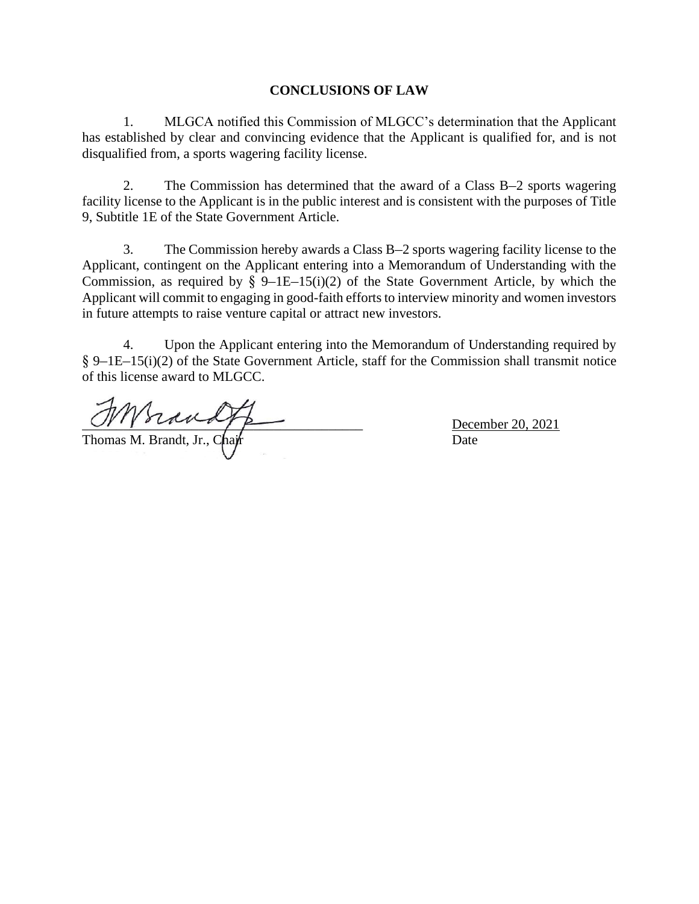## CONCLUSIONS OF LAW

1. MLGCA notified this Commission of MLGCC's determination that the Applicant has established by clear and convincing evidence that the Applicant is qualified for, and is not disqualified from, a sports wagering facility license.

2. The Commission has determined that the award of a Class B–2 sports wagering facility license to the Applicant is in the public interest and is consistent with the purposes of Title 9, Subtitle 1E of the State Government Article.

3. The Commission hereby awards a Class B–2 sports wagering facility license to the Applicant, contingent on the Applicant entering into a Memorandum of Understanding with the Commission, as required by § 9–1E–15(i)(2) of the State Government Article, by which the Applicant will commit to engaging in good-faith efforts to interview minority and women investors in future attempts to raise venture capital or attract new investors.

4. Upon the Applicant entering into the Memorandum of Understanding required by § 9–1E–15(i)(2) of the State Government Article, staff for the Commission shall transmit notice of this license award to MLGCC.

Thomas M. Brandt, Jr., Chair

December 20, 2021
Date